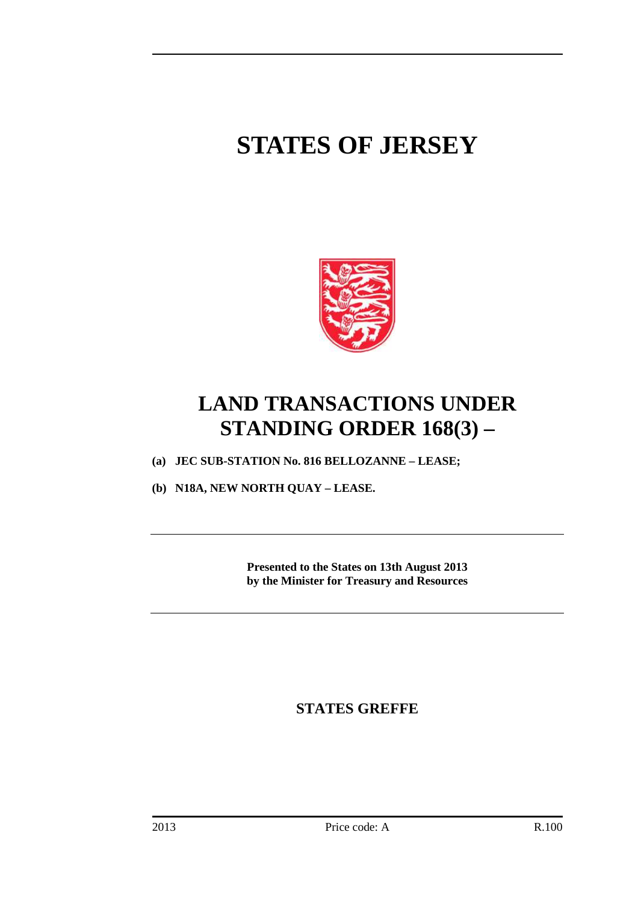# STATES OF JERSEY

## LAND TRANSACTIONS UNDER STANDING ORDER 168(3) –

**(a) JEC SUB-STATION No. 816 BELLOZANNE – LEASE;**

**(b) N18A, NEW NORTH QUAY – LEASE.**

---

**Presented to the States on 13th August 2013 by the Minister for Treasury and Resources**

---

**STATES GREFFE**

2013 Price code: A R.100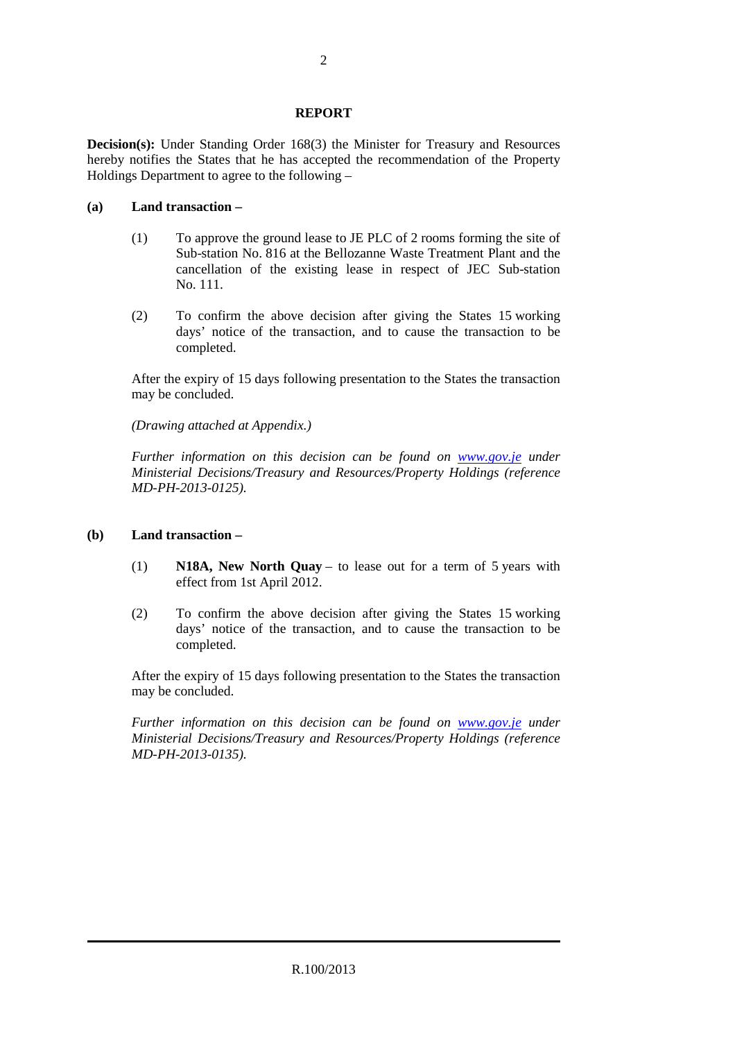## REPORT

**Decision(s):** Under Standing Order 168(3) the Minister for Treasury and Resources hereby notifies the States that he has accepted the recommendation of the Property Holdings Department to agree to the following –

**(a) Land transaction –**

(1) To approve the ground lease to JE PLC of 2 rooms forming the site of Sub-station No. 816 at the Bellozanne Waste Treatment Plant and the cancellation of the existing lease in respect of JEC Sub-station No. 111.

(2) To confirm the above decision after giving the States 15 working days' notice of the transaction, and to cause the transaction to be completed.

After the expiry of 15 days following presentation to the States the transaction may be concluded.

*(Drawing attached at Appendix.)*

*Further information on this decision can be found on [www.gov.je](http://www.gov.je) under Ministerial Decisions/Treasury and Resources/Property Holdings (reference MD-PH-2013-0125).*

**(b) Land transaction –**

(1) **N18A, New North Quay** – to lease out for a term of 5 years with effect from 1st April 2012.

(2) To confirm the above decision after giving the States 15 working days' notice of the transaction, and to cause the transaction to be completed.

After the expiry of 15 days following presentation to the States the transaction may be concluded.

*Further information on this decision can be found on [www.gov.je](http://www.gov.je) under Ministerial Decisions/Treasury and Resources/Property Holdings (reference MD-PH-2013-0135).*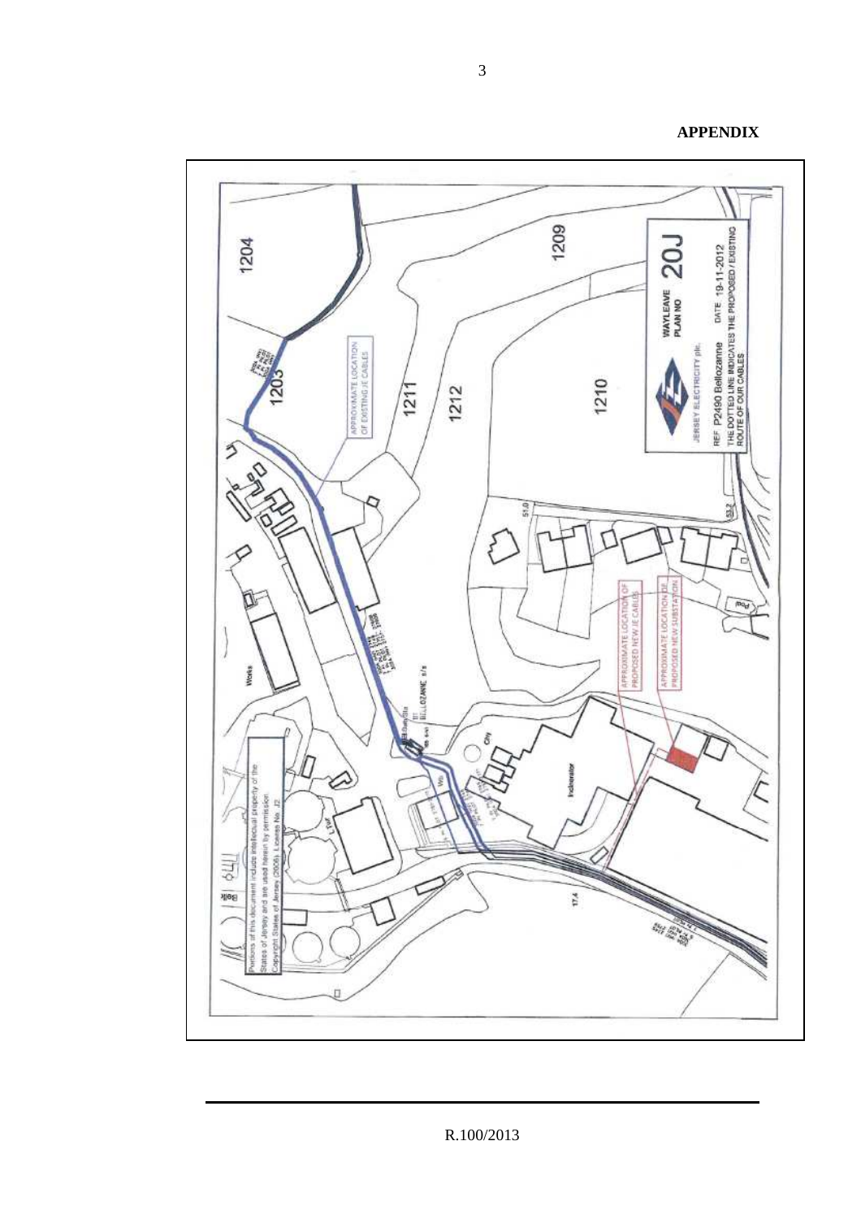**APPENDIX**

1204

1209

1203

1211

1212

1210

APPROXIMATE LOCATION OF EXISTING JE CABLES

WAYLEAVE PLAN NO 20J

JERSEY ELECTRICITY plc.

REF P2490 Bellozanne DATE 19-11-2012

THE DOTTED LINE INDICATES THE PROPOSED / EXISTING ROUTE OF OUR CABLES

APPROXIMATE LOCATION OF PROPOSED NEW JE CABLES

APPROXIMATE LOCATION OF PROPOSED NEW SUBSTATION

BELLOZANNE s/s

Works

Incinerator

Pool

Portions of this document include intellectual property of the States of Jersey and are used herein by permission. Copyright States of Jersey (2006) Licence No. J2